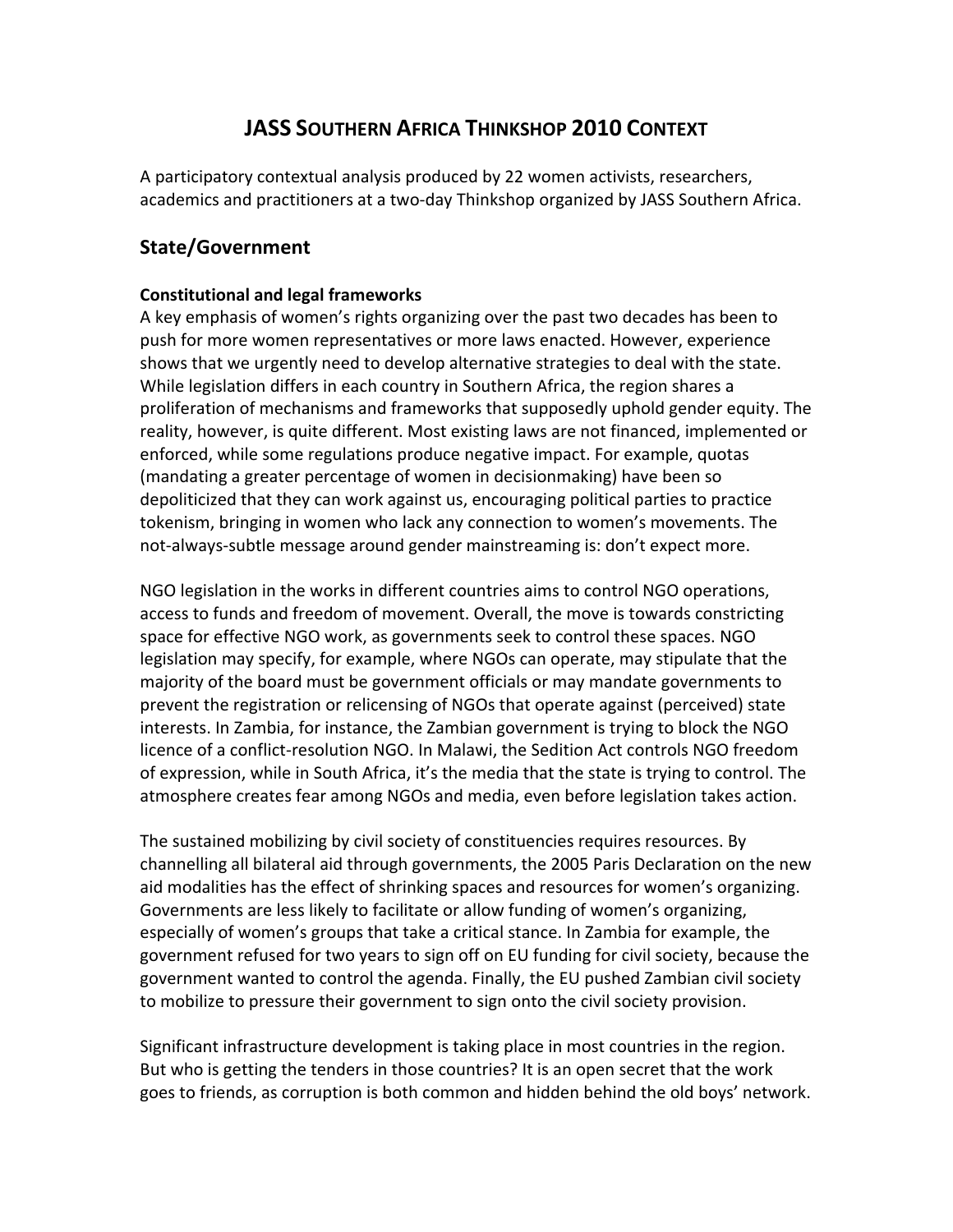# JASS Southern Africa Thinkshop 2010 Context

A participatory contextual analysis produced by 22 women activists, researchers, academics and practitioners at a two-day Thinkshop organized by JASS Southern Africa.

## State/Government

### Constitutional and legal frameworks

A key emphasis of women's rights organizing over the past two decades has been to push for more women representatives or more laws enacted. However, experience shows that we urgently need to develop alternative strategies to deal with the state. While legislation differs in each country in Southern Africa, the region shares a proliferation of mechanisms and frameworks that supposedly uphold gender equity. The reality, however, is quite different. Most existing laws are not financed, implemented or enforced, while some regulations produce negative impact. For example, quotas (mandating a greater percentage of women in decisionmaking) have been so depoliticized that they can work against us, encouraging political parties to practice tokenism, bringing in women who lack any connection to women's movements. The not-always-subtle message around gender mainstreaming is: don't expect more.

NGO legislation in the works in different countries aims to control NGO operations, access to funds and freedom of movement. Overall, the move is towards constricting space for effective NGO work, as governments seek to control these spaces. NGO legislation may specify, for example, where NGOs can operate, may stipulate that the majority of the board must be government officials or may mandate governments to prevent the registration or relicensing of NGOs that operate against (perceived) state interests. In Zambia, for instance, the Zambian government is trying to block the NGO licence of a conflict-resolution NGO. In Malawi, the Sedition Act controls NGO freedom of expression, while in South Africa, it's the media that the state is trying to control. The atmosphere creates fear among NGOs and media, even before legislation takes action.

The sustained mobilizing by civil society of constituencies requires resources. By channelling all bilateral aid through governments, the 2005 Paris Declaration on the new aid modalities has the effect of shrinking spaces and resources for women's organizing. Governments are less likely to facilitate or allow funding of women's organizing, especially of women's groups that take a critical stance. In Zambia for example, the government refused for two years to sign off on EU funding for civil society, because the government wanted to control the agenda. Finally, the EU pushed Zambian civil society to mobilize to pressure their government to sign onto the civil society provision.

Significant infrastructure development is taking place in most countries in the region. But who is getting the tenders in those countries? It is an open secret that the work goes to friends, as corruption is both common and hidden behind the old boys' network.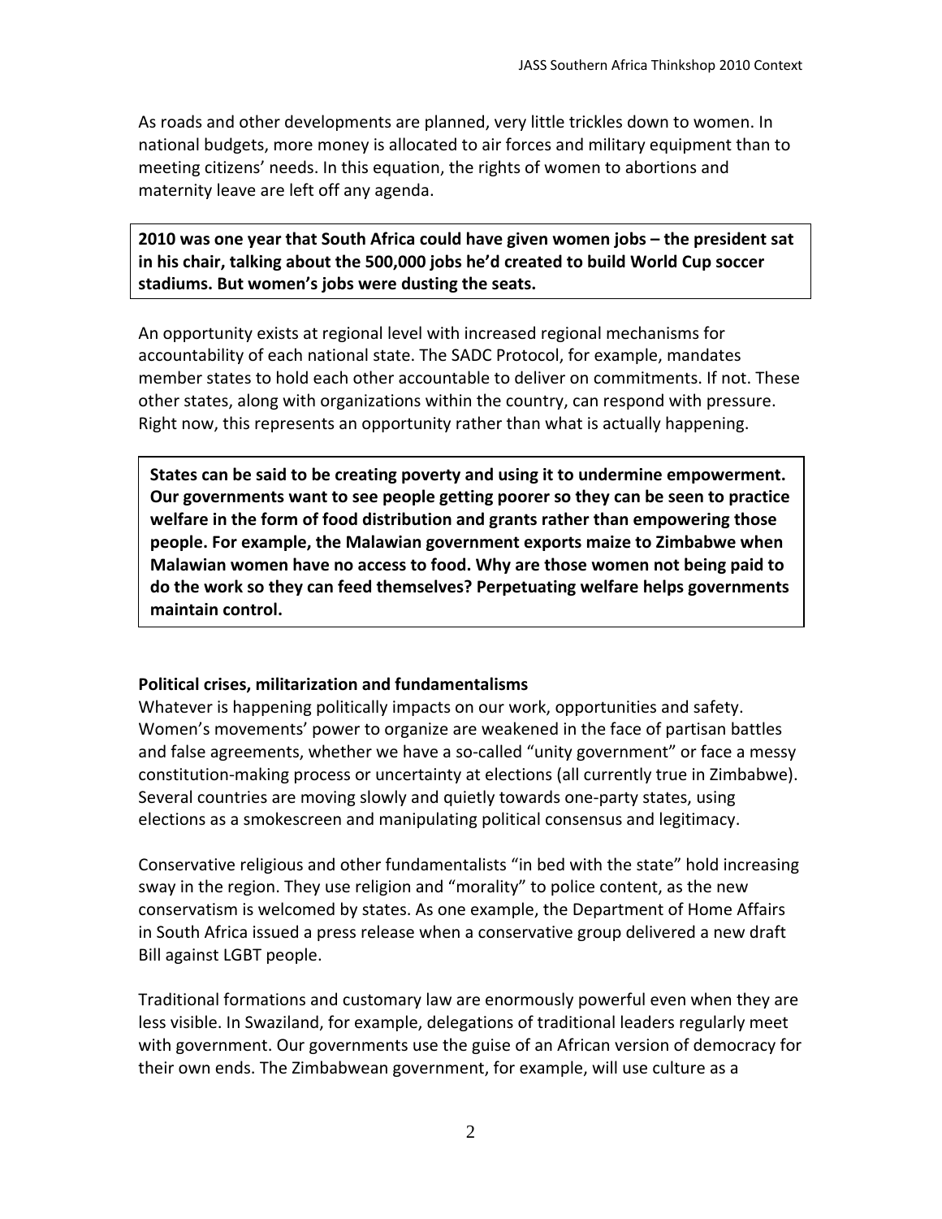As roads and other developments are planned, very little trickles down to women. In national budgets, more money is allocated to air forces and military equipment than to meeting citizens' needs. In this equation, the rights of women to abortions and maternity leave are left off any agenda.

**2010 was one year that South Africa could have given women jobs – the president sat in his chair, talking about the 500,000 jobs he'd created to build World Cup soccer stadiums. But women's jobs were dusting the seats.**

An opportunity exists at regional level with increased regional mechanisms for accountability of each national state. The SADC Protocol, for example, mandates member states to hold each other accountable to deliver on commitments. If not. These other states, along with organizations within the country, can respond with pressure. Right now, this represents an opportunity rather than what is actually happening.

**States can be said to be creating poverty and using it to undermine empowerment. Our governments want to see people getting poorer so they can be seen to practice welfare in the form of food distribution and grants rather than empowering those people. For example, the Malawian government exports maize to Zimbabwe when Malawian women have no access to food. Why are those women not being paid to do the work so they can feed themselves? Perpetuating welfare helps governments maintain control.**

**Political crises, militarization and fundamentalisms**

Whatever is happening politically impacts on our work, opportunities and safety. Women's movements' power to organize are weakened in the face of partisan battles and false agreements, whether we have a so-called "unity government" or face a messy constitution-making process or uncertainty at elections (all currently true in Zimbabwe). Several countries are moving slowly and quietly towards one-party states, using elections as a smokescreen and manipulating political consensus and legitimacy.

Conservative religious and other fundamentalists "in bed with the state" hold increasing sway in the region. They use religion and "morality" to police content, as the new conservatism is welcomed by states. As one example, the Department of Home Affairs in South Africa issued a press release when a conservative group delivered a new draft Bill against LGBT people.

Traditional formations and customary law are enormously powerful even when they are less visible. In Swaziland, for example, delegations of traditional leaders regularly meet with government. Our governments use the guise of an African version of democracy for their own ends. The Zimbabwean government, for example, will use culture as a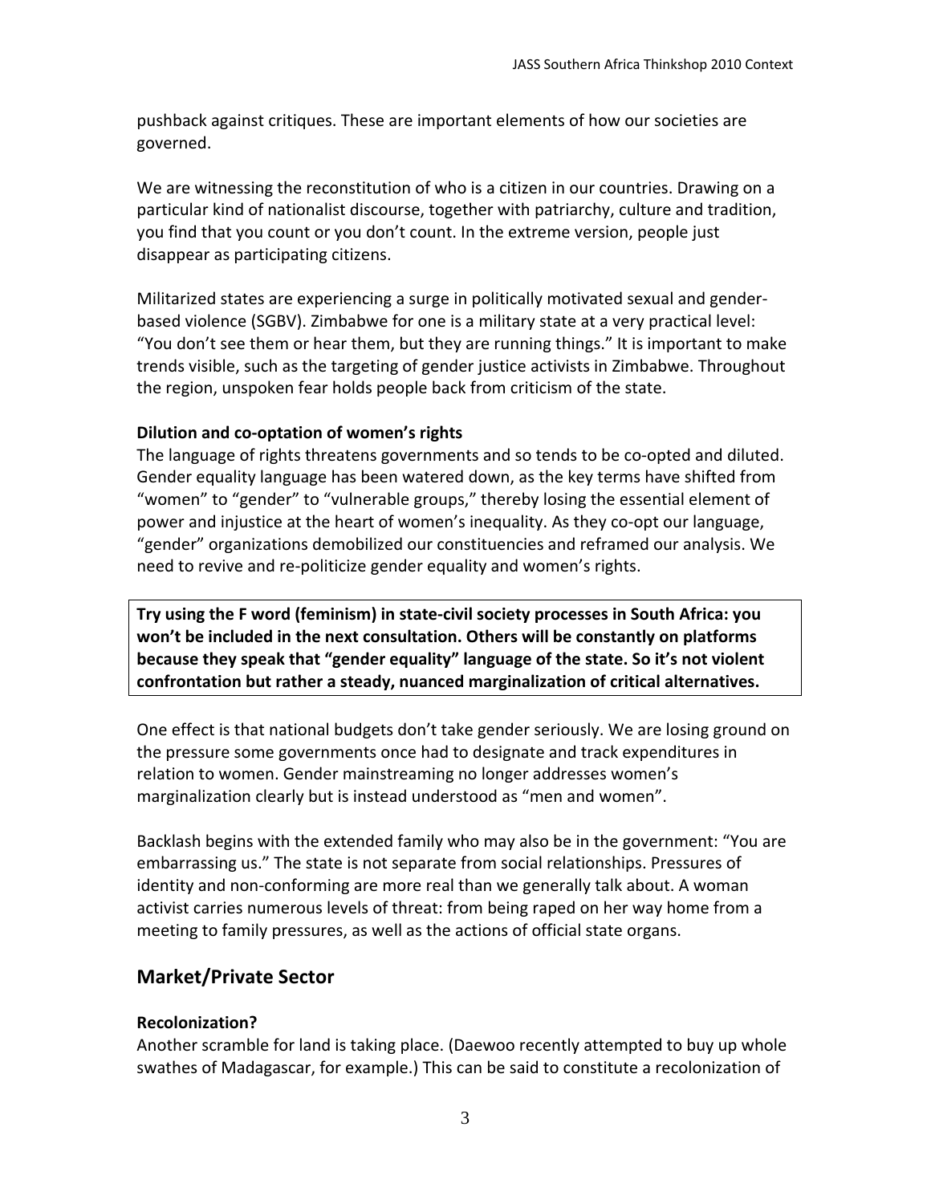pushback against critiques. These are important elements of how our societies are governed.

We are witnessing the reconstitution of who is a citizen in our countries. Drawing on a particular kind of nationalist discourse, together with patriarchy, culture and tradition, you find that you count or you don't count. In the extreme version, people just disappear as participating citizens.

Militarized states are experiencing a surge in politically motivated sexual and gender-based violence (SGBV). Zimbabwe for one is a military state at a very practical level: "You don't see them or hear them, but they are running things." It is important to make trends visible, such as the targeting of gender justice activists in Zimbabwe. Throughout the region, unspoken fear holds people back from criticism of the state.

### Dilution and co-optation of women's rights

The language of rights threatens governments and so tends to be co-opted and diluted. Gender equality language has been watered down, as the key terms have shifted from "women" to "gender" to "vulnerable groups," thereby losing the essential element of power and injustice at the heart of women's inequality. As they co-opt our language, "gender" organizations demobilized our constituencies and reframed our analysis. We need to revive and re-politicize gender equality and women's rights.

> **Try using the F word (feminism) in state-civil society processes in South Africa: you won't be included in the next consultation. Others will be constantly on platforms because they speak that "gender equality" language of the state. So it's not violent confrontation but rather a steady, nuanced marginalization of critical alternatives.**

One effect is that national budgets don't take gender seriously. We are losing ground on the pressure some governments once had to designate and track expenditures in relation to women. Gender mainstreaming no longer addresses women's marginalization clearly but is instead understood as "men and women".

Backlash begins with the extended family who may also be in the government: "You are embarrassing us." The state is not separate from social relationships. Pressures of identity and non-conforming are more real than we generally talk about. A woman activist carries numerous levels of threat: from being raped on her way home from a meeting to family pressures, as well as the actions of official state organs.

## Market/Private Sector

### Recolonization?

Another scramble for land is taking place. (Daewoo recently attempted to buy up whole swathes of Madagascar, for example.) This can be said to constitute a recolonization of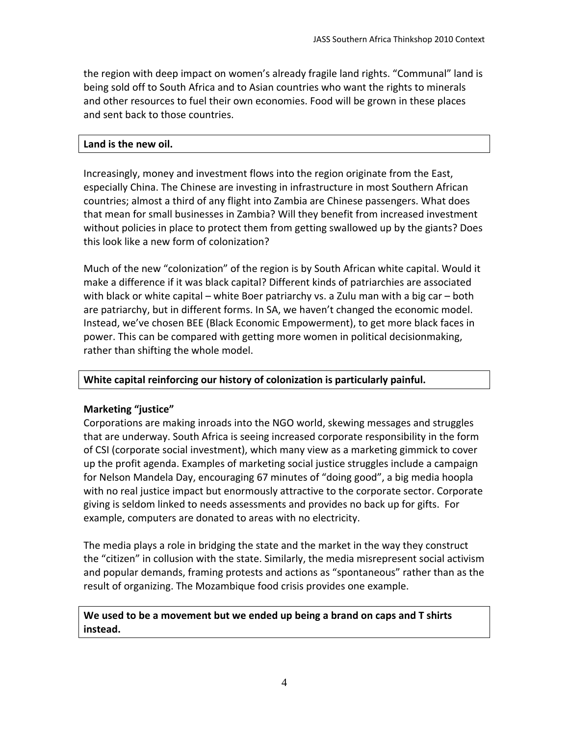the region with deep impact on women's already fragile land rights. "Communal" land is being sold off to South Africa and to Asian countries who want the rights to minerals and other resources to fuel their own economies. Food will be grown in these places and sent back to those countries.

**Land is the new oil.**

Increasingly, money and investment flows into the region originate from the East, especially China. The Chinese are investing in infrastructure in most Southern African countries; almost a third of any flight into Zambia are Chinese passengers. What does that mean for small businesses in Zambia? Will they benefit from increased investment without policies in place to protect them from getting swallowed up by the giants? Does this look like a new form of colonization?

Much of the new "colonization" of the region is by South African white capital. Would it make a difference if it was black capital? Different kinds of patriarchies are associated with black or white capital – white Boer patriarchy vs. a Zulu man with a big car – both are patriarchy, but in different forms. In SA, we haven't changed the economic model. Instead, we've chosen BEE (Black Economic Empowerment), to get more black faces in power. This can be compared with getting more women in political decisionmaking, rather than shifting the whole model.

**White capital reinforcing our history of colonization is particularly painful.**

**Marketing "justice"**

Corporations are making inroads into the NGO world, skewing messages and struggles that are underway. South Africa is seeing increased corporate responsibility in the form of CSI (corporate social investment), which many view as a marketing gimmick to cover up the profit agenda. Examples of marketing social justice struggles include a campaign for Nelson Mandela Day, encouraging 67 minutes of "doing good", a big media hoopla with no real justice impact but enormously attractive to the corporate sector. Corporate giving is seldom linked to needs assessments and provides no back up for gifts. For example, computers are donated to areas with no electricity.

The media plays a role in bridging the state and the market in the way they construct the "citizen" in collusion with the state. Similarly, the media misrepresent social activism and popular demands, framing protests and actions as "spontaneous" rather than as the result of organizing. The Mozambique food crisis provides one example.

**We used to be a movement but we ended up being a brand on caps and T shirts instead.**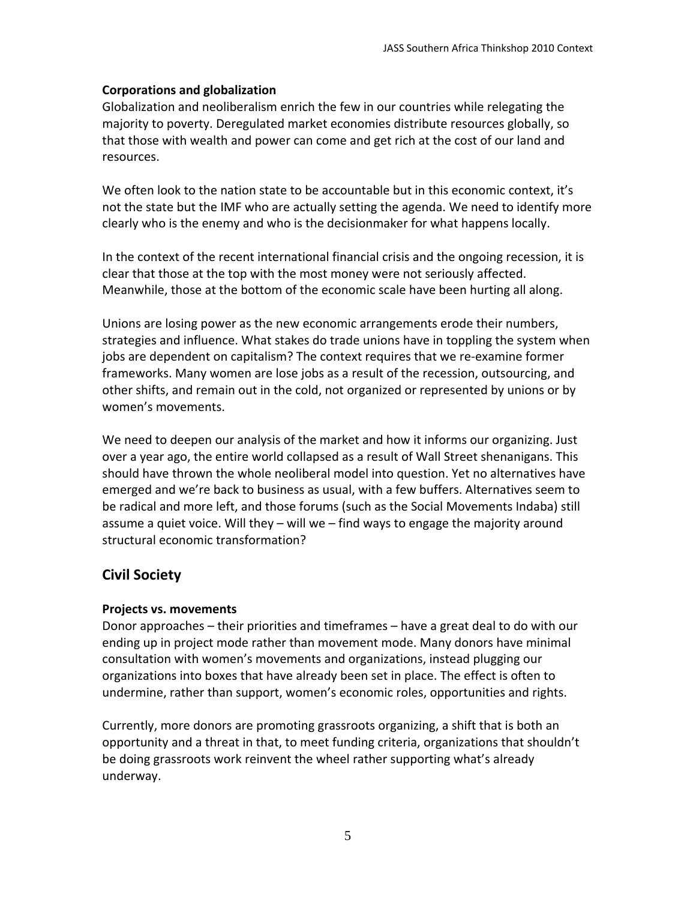### Corporations and globalization

Globalization and neoliberalism enrich the few in our countries while relegating the majority to poverty. Deregulated market economies distribute resources globally, so that those with wealth and power can come and get rich at the cost of our land and resources.

We often look to the nation state to be accountable but in this economic context, it's not the state but the IMF who are actually setting the agenda. We need to identify more clearly who is the enemy and who is the decisionmaker for what happens locally.

In the context of the recent international financial crisis and the ongoing recession, it is clear that those at the top with the most money were not seriously affected. Meanwhile, those at the bottom of the economic scale have been hurting all along.

Unions are losing power as the new economic arrangements erode their numbers, strategies and influence. What stakes do trade unions have in toppling the system when jobs are dependent on capitalism? The context requires that we re-examine former frameworks. Many women are lose jobs as a result of the recession, outsourcing, and other shifts, and remain out in the cold, not organized or represented by unions or by women's movements.

We need to deepen our analysis of the market and how it informs our organizing. Just over a year ago, the entire world collapsed as a result of Wall Street shenanigans. This should have thrown the whole neoliberal model into question. Yet no alternatives have emerged and we're back to business as usual, with a few buffers. Alternatives seem to be radical and more left, and those forums (such as the Social Movements Indaba) still assume a quiet voice. Will they – will we – find ways to engage the majority around structural economic transformation?

## Civil Society

### Projects vs. movements

Donor approaches – their priorities and timeframes – have a great deal to do with our ending up in project mode rather than movement mode. Many donors have minimal consultation with women's movements and organizations, instead plugging our organizations into boxes that have already been set in place. The effect is often to undermine, rather than support, women's economic roles, opportunities and rights.

Currently, more donors are promoting grassroots organizing, a shift that is both an opportunity and a threat in that, to meet funding criteria, organizations that shouldn't be doing grassroots work reinvent the wheel rather supporting what's already underway.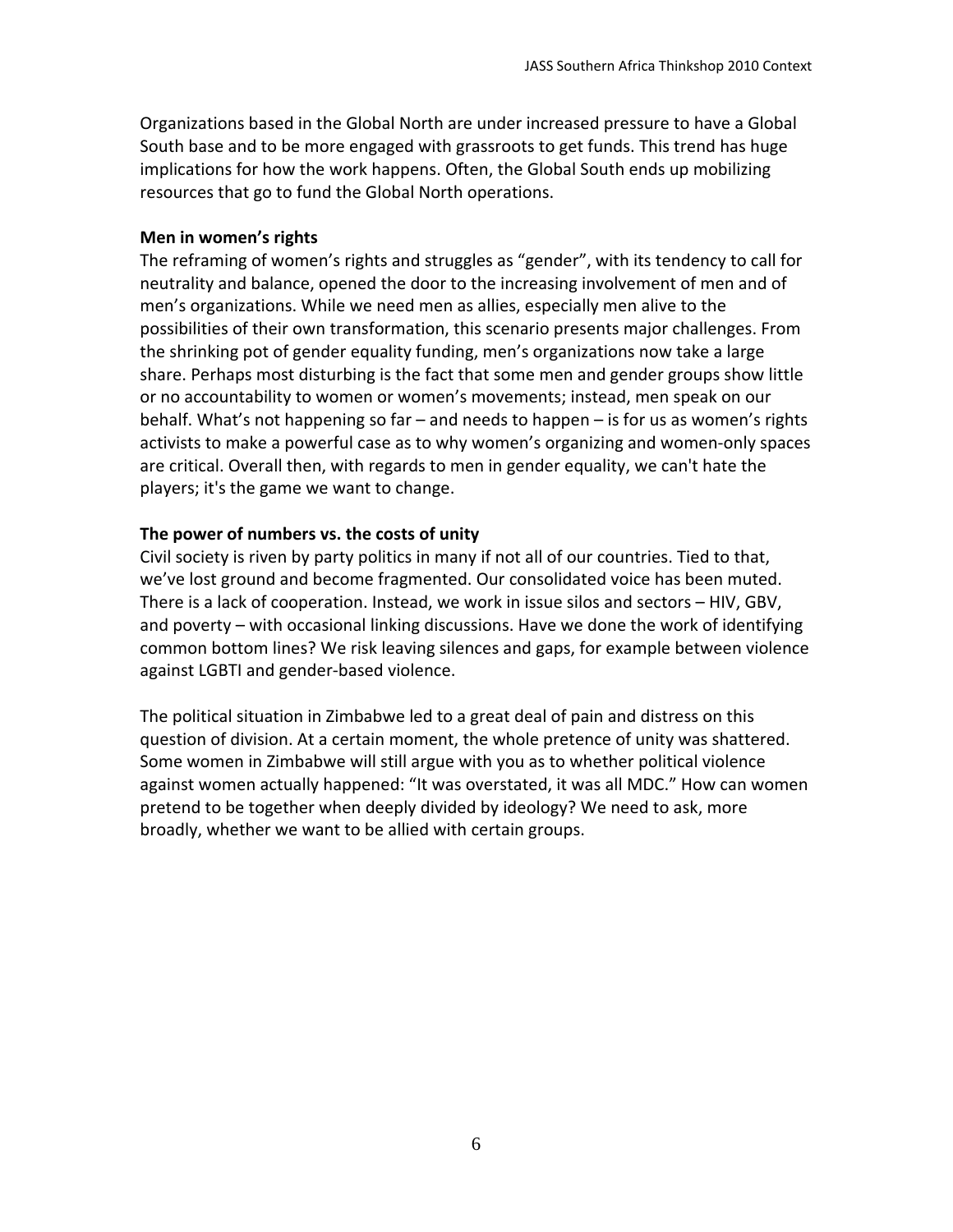Organizations based in the Global North are under increased pressure to have a Global South base and to be more engaged with grassroots to get funds. This trend has huge implications for how the work happens. Often, the Global South ends up mobilizing resources that go to fund the Global North operations.

**Men in women's rights**

The reframing of women's rights and struggles as "gender", with its tendency to call for neutrality and balance, opened the door to the increasing involvement of men and of men's organizations. While we need men as allies, especially men alive to the possibilities of their own transformation, this scenario presents major challenges. From the shrinking pot of gender equality funding, men's organizations now take a large share. Perhaps most disturbing is the fact that some men and gender groups show little or no accountability to women or women's movements; instead, men speak on our behalf. What's not happening so far – and needs to happen – is for us as women's rights activists to make a powerful case as to why women's organizing and women-only spaces are critical. Overall then, with regards to men in gender equality, we can't hate the players; it's the game we want to change.

**The power of numbers vs. the costs of unity**

Civil society is riven by party politics in many if not all of our countries. Tied to that, we've lost ground and become fragmented. Our consolidated voice has been muted. There is a lack of cooperation. Instead, we work in issue silos and sectors – HIV, GBV, and poverty – with occasional linking discussions. Have we done the work of identifying common bottom lines? We risk leaving silences and gaps, for example between violence against LGBTI and gender-based violence.

The political situation in Zimbabwe led to a great deal of pain and distress on this question of division. At a certain moment, the whole pretence of unity was shattered. Some women in Zimbabwe will still argue with you as to whether political violence against women actually happened: "It was overstated, it was all MDC." How can women pretend to be together when deeply divided by ideology? We need to ask, more broadly, whether we want to be allied with certain groups.